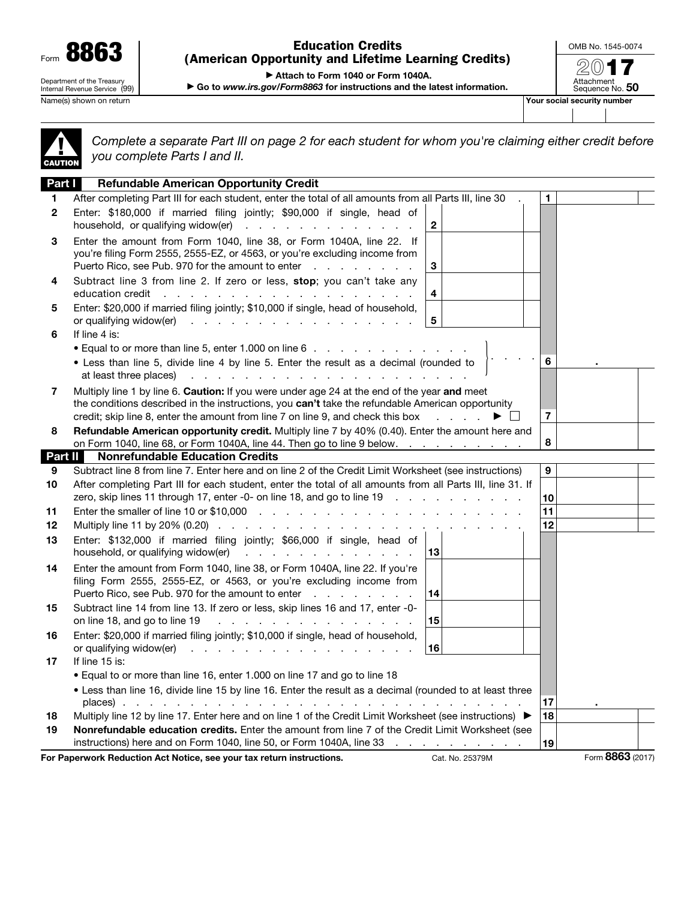Form **8863**

Department of the Treasury
Internal Revenue Service (99)

# Education Credits (American Opportunity and Lifetime Learning Credits)

▶ Attach to Form 1040 or Form 1040A.

▶ Go to *www.irs.gov/Form8863* for instructions and the latest information.

OMB No. 1545-0074

**2017**

Attachment Sequence No. **50**

Name(s) shown on return | Your social security number

**CAUTION** *Complete a separate Part III on page 2 for each student for whom you're claiming either credit before you complete Parts I and II.*

## Part I — Refundable American Opportunity Credit

| Line | Description | | |
|---|---|---|---|
| 1 | After completing Part III for each student, enter the total of all amounts from all Parts III, line 30 | 1 | |
| 2 | Enter: $180,000 if married filing jointly; $90,000 if single, head of household, or qualifying widow(er) | 2 | |
| 3 | Enter the amount from Form 1040, line 38, or Form 1040A, line 22. If you're filing Form 2555, 2555-EZ, or 4563, or you're excluding income from Puerto Rico, see Pub. 970 for the amount to enter | 3 | |
| 4 | Subtract line 3 from line 2. If zero or less, **stop**; you can't take any education credit | 4 | |
| 5 | Enter: $20,000 if married filing jointly; $10,000 if single, head of household, or qualifying widow(er) | 5 | |
| 6 | If line 4 is:<br>• Equal to or more than line 5, enter 1.000 on line 6<br>• Less than line 5, divide line 4 by line 5. Enter the result as a decimal (rounded to at least three places) | 6 | . |
| 7 | Multiply line 1 by line 6. **Caution:** If you were under age 24 at the end of the year **and** meet the conditions described in the instructions, you **can't** take the refundable American opportunity credit; skip line 8, enter the amount from line 7 on line 9, and check this box ▶ ☐ | 7 | |
| 8 | **Refundable American opportunity credit.** Multiply line 7 by 40% (0.40). Enter the amount here and on Form 1040, line 68, or Form 1040A, line 44. Then go to line 9 below | 8 | |

## Part II — Nonrefundable Education Credits

| Line | Description | | |
|---|---|---|---|
| 9 | Subtract line 8 from line 7. Enter here and on line 2 of the Credit Limit Worksheet (see instructions) | 9 | |
| 10 | After completing Part III for each student, enter the total of all amounts from all Parts III, line 31. If zero, skip lines 11 through 17, enter -0- on line 18, and go to line 19 | 10 | |
| 11 | Enter the smaller of line 10 or $10,000 | 11 | |
| 12 | Multiply line 11 by 20% (0.20) | 12 | |
| 13 | Enter: $132,000 if married filing jointly; $66,000 if single, head of household, or qualifying widow(er) | 13 | |
| 14 | Enter the amount from Form 1040, line 38, or Form 1040A, line 22. If you're filing Form 2555, 2555-EZ, or 4563, or you're excluding income from Puerto Rico, see Pub. 970 for the amount to enter | 14 | |
| 15 | Subtract line 14 from line 13. If zero or less, skip lines 16 and 17, enter -0- on line 18, and go to line 19 | 15 | |
| 16 | Enter: $20,000 if married filing jointly; $10,000 if single, head of household, or qualifying widow(er) | 16 | |
| 17 | If line 15 is:<br>• Equal to or more than line 16, enter 1.000 on line 17 and go to line 18<br>• Less than line 16, divide line 15 by line 16. Enter the result as a decimal (rounded to at least three places) | 17 | . |
| 18 | Multiply line 12 by line 17. Enter here and on line 1 of the Credit Limit Worksheet (see instructions) ▶ | 18 | |
| 19 | **Nonrefundable education credits.** Enter the amount from line 7 of the Credit Limit Worksheet (see instructions) here and on Form 1040, line 50, or Form 1040A, line 33 | 19 | |

**For Paperwork Reduction Act Notice, see your tax return instructions.** Cat. No. 25379M Form **8863** (2017)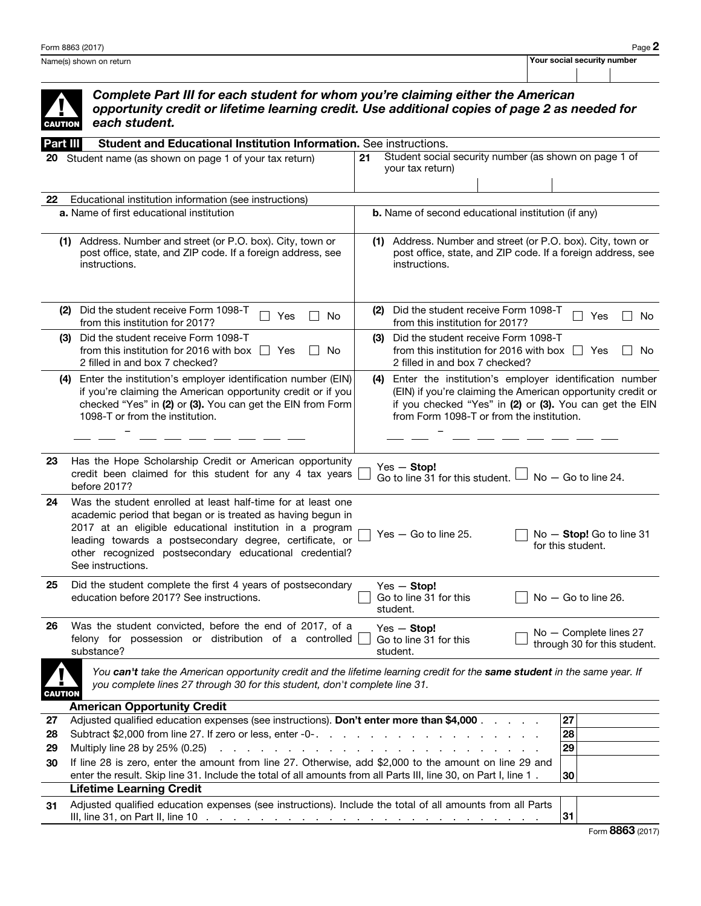Name(s) shown on return | Your social security number

**CAUTION** — ***Complete Part III for each student for whom you're claiming either the American opportunity credit or lifetime learning credit. Use additional copies of page 2 as needed for each student.***

## Part III Student and Educational Institution Information. See instructions.

**20** Student name (as shown on page 1 of your tax return)

**21** Student social security number (as shown on page 1 of your tax return)

**22** Educational institution information (see instructions)

| **a.** Name of first educational institution | **b.** Name of second educational institution (if any) |
|---|---|
| **(1)** Address. Number and street (or P.O. box). City, town or post office, state, and ZIP code. If a foreign address, see instructions. | **(1)** Address. Number and street (or P.O. box). City, town or post office, state, and ZIP code. If a foreign address, see instructions. |
| **(2)** Did the student receive Form 1098-T from this institution for 2017? ☐ Yes ☐ No | **(2)** Did the student receive Form 1098-T from this institution for 2017? ☐ Yes ☐ No |
| **(3)** Did the student receive Form 1098-T from this institution for 2016 with box 2 filled in and box 7 checked? ☐ Yes ☐ No | **(3)** Did the student receive Form 1098-T from this institution for 2016 with box 2 filled in and box 7 checked? ☐ Yes ☐ No |
| **(4)** Enter the institution's employer identification number (EIN) if you're claiming the American opportunity credit or if you checked "Yes" in **(2)** or **(3)**. You can get the EIN from Form 1098-T or from the institution. | **(4)** Enter the institution's employer identification number (EIN) if you're claiming the American opportunity credit or if you checked "Yes" in **(2)** or **(3)**. You can get the EIN from Form 1098-T or from the institution. |
| __ __ – __ __ __ __ __ __ __ | __ __ – __ __ __ __ __ __ __ |

| | | | |
|---|---|---|---|
| **23** | Has the Hope Scholarship Credit or American opportunity credit been claimed for this student for any 4 tax years before 2017? | ☐ Yes — **Stop!** Go to line 31 for this student. | ☐ No — Go to line 24. |
| **24** | Was the student enrolled at least half-time for at least one academic period that began or is treated as having begun in 2017 at an eligible educational institution in a program leading towards a postsecondary degree, certificate, or other recognized postsecondary educational credential? See instructions. | ☐ Yes — Go to line 25. | ☐ No — **Stop!** Go to line 31 for this student. |
| **25** | Did the student complete the first 4 years of postsecondary education before 2017? See instructions. | ☐ Yes — **Stop!** Go to line 31 for this student. | ☐ No — Go to line 26. |
| **26** | Was the student convicted, before the end of 2017, of a felony for possession or distribution of a controlled substance? | ☐ Yes — **Stop!** Go to line 31 for this student. | ☐ No — Complete lines 27 through 30 for this student. |

**CAUTION** — *You **can't** take the American opportunity credit and the lifetime learning credit for the **same student** in the same year. If you complete lines 27 through 30 for this student, don't complete line 31.*

### American Opportunity Credit

| | | | |
|---|---|---|---|
| **27** | Adjusted qualified education expenses (see instructions). **Don't enter more than $4,000** | **27** | |
| **28** | Subtract $2,000 from line 27. If zero or less, enter -0- | **28** | |
| **29** | Multiply line 28 by 25% (0.25) | **29** | |
| **30** | If line 28 is zero, enter the amount from line 27. Otherwise, add $2,000 to the amount on line 29 and enter the result. Skip line 31. Include the total of all amounts from all Parts III, line 30, on Part I, line 1 | **30** | |

### Lifetime Learning Credit

| | | | |
|---|---|---|---|
| **31** | Adjusted qualified education expenses (see instructions). Include the total of all amounts from all Parts III, line 31, on Part II, line 10 | **31** | |

Form **8863** (2017)